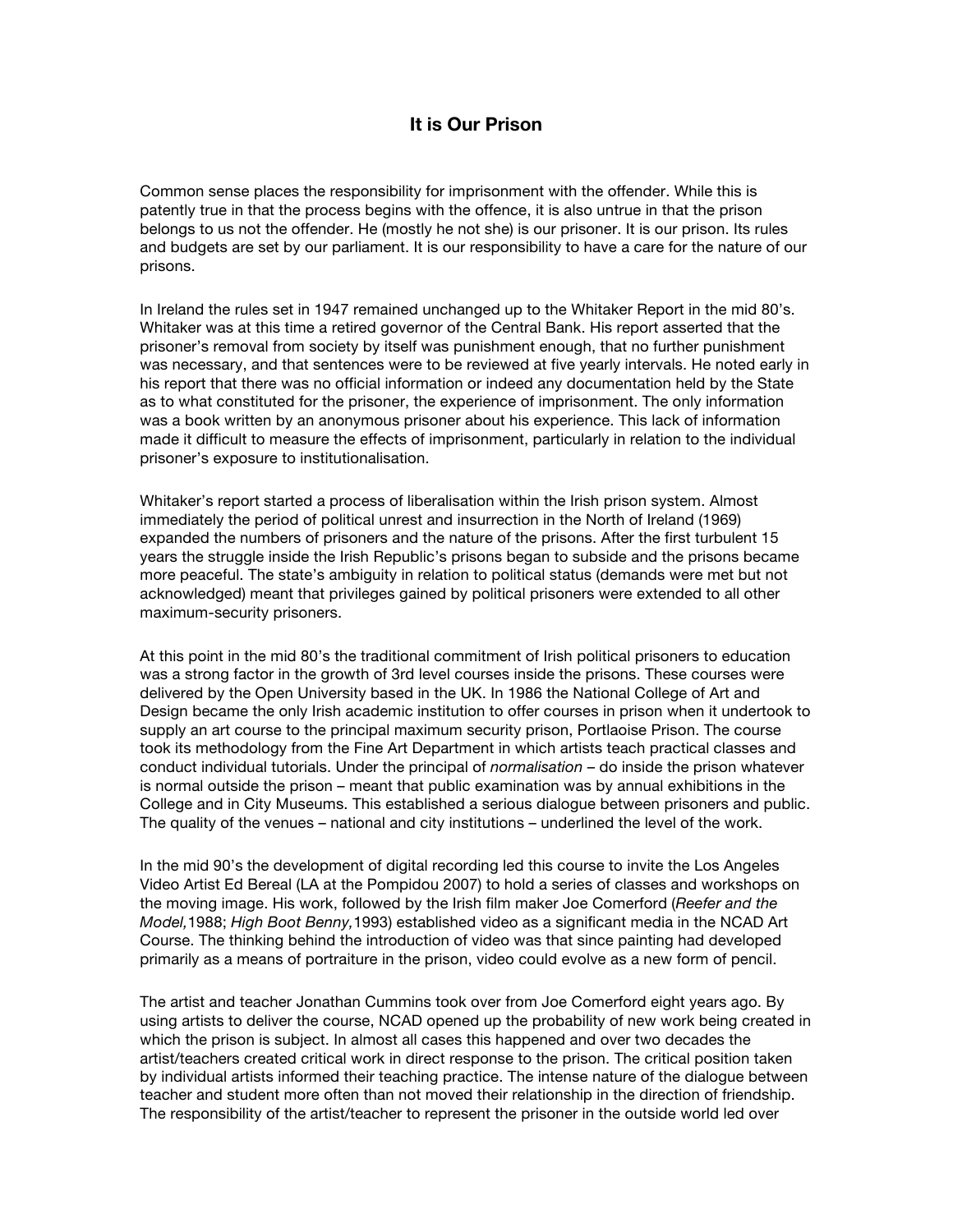# It is Our Prison

Common sense places the responsibility for imprisonment with the offender. While this is patently true in that the process begins with the offence, it is also untrue in that the prison belongs to us not the offender. He (mostly he not she) is our prisoner. It is our prison. Its rules and budgets are set by our parliament. It is our responsibility to have a care for the nature of our prisons.

In Ireland the rules set in 1947 remained unchanged up to the Whitaker Report in the mid 80's. Whitaker was at this time a retired governor of the Central Bank. His report asserted that the prisoner's removal from society by itself was punishment enough, that no further punishment was necessary, and that sentences were to be reviewed at five yearly intervals. He noted early in his report that there was no official information or indeed any documentation held by the State as to what constituted for the prisoner, the experience of imprisonment. The only information was a book written by an anonymous prisoner about his experience. This lack of information made it difficult to measure the effects of imprisonment, particularly in relation to the individual prisoner's exposure to institutionalisation.

Whitaker's report started a process of liberalisation within the Irish prison system. Almost immediately the period of political unrest and insurrection in the North of Ireland (1969) expanded the numbers of prisoners and the nature of the prisons. After the first turbulent 15 years the struggle inside the Irish Republic's prisons began to subside and the prisons became more peaceful. The state's ambiguity in relation to political status (demands were met but not acknowledged) meant that privileges gained by political prisoners were extended to all other maximum-security prisoners.

At this point in the mid 80's the traditional commitment of Irish political prisoners to education was a strong factor in the growth of 3rd level courses inside the prisons. These courses were delivered by the Open University based in the UK. In 1986 the National College of Art and Design became the only Irish academic institution to offer courses in prison when it undertook to supply an art course to the principal maximum security prison, Portlaoise Prison. The course took its methodology from the Fine Art Department in which artists teach practical classes and conduct individual tutorials. Under the principal of *normalisation* – do inside the prison whatever is normal outside the prison – meant that public examination was by annual exhibitions in the College and in City Museums. This established a serious dialogue between prisoners and public. The quality of the venues – national and city institutions – underlined the level of the work.

In the mid 90's the development of digital recording led this course to invite the Los Angeles Video Artist Ed Bereal (LA at the Pompidou 2007) to hold a series of classes and workshops on the moving image. His work, followed by the Irish film maker Joe Comerford (*Reefer and the Model,*1988; *High Boot Benny,*1993) established video as a significant media in the NCAD Art Course. The thinking behind the introduction of video was that since painting had developed primarily as a means of portraiture in the prison, video could evolve as a new form of pencil.

The artist and teacher Jonathan Cummins took over from Joe Comerford eight years ago. By using artists to deliver the course, NCAD opened up the probability of new work being created in which the prison is subject. In almost all cases this happened and over two decades the artist/teachers created critical work in direct response to the prison. The critical position taken by individual artists informed their teaching practice. The intense nature of the dialogue between teacher and student more often than not moved their relationship in the direction of friendship. The responsibility of the artist/teacher to represent the prisoner in the outside world led over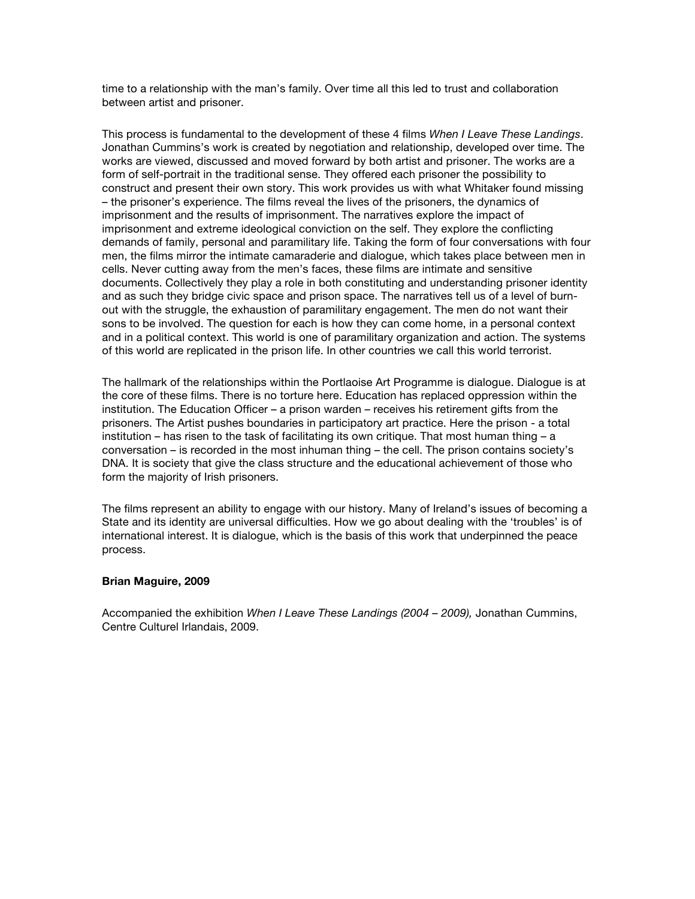time to a relationship with the man's family. Over time all this led to trust and collaboration between artist and prisoner.

This process is fundamental to the development of these 4 films *When I Leave These Landings*. Jonathan Cummins's work is created by negotiation and relationship, developed over time. The works are viewed, discussed and moved forward by both artist and prisoner. The works are a form of self-portrait in the traditional sense. They offered each prisoner the possibility to construct and present their own story. This work provides us with what Whitaker found missing – the prisoner's experience. The films reveal the lives of the prisoners, the dynamics of imprisonment and the results of imprisonment. The narratives explore the impact of imprisonment and extreme ideological conviction on the self. They explore the conflicting demands of family, personal and paramilitary life. Taking the form of four conversations with four men, the films mirror the intimate camaraderie and dialogue, which takes place between men in cells. Never cutting away from the men's faces, these films are intimate and sensitive documents. Collectively they play a role in both constituting and understanding prisoner identity and as such they bridge civic space and prison space. The narratives tell us of a level of burn-out with the struggle, the exhaustion of paramilitary engagement. The men do not want their sons to be involved. The question for each is how they can come home, in a personal context and in a political context. This world is one of paramilitary organization and action. The systems of this world are replicated in the prison life. In other countries we call this world terrorist.

The hallmark of the relationships within the Portlaoise Art Programme is dialogue. Dialogue is at the core of these films. There is no torture here. Education has replaced oppression within the institution. The Education Officer – a prison warden – receives his retirement gifts from the prisoners. The Artist pushes boundaries in participatory art practice. Here the prison - a total institution – has risen to the task of facilitating its own critique. That most human thing – a conversation – is recorded in the most inhuman thing – the cell. The prison contains society's DNA. It is society that give the class structure and the educational achievement of those who form the majority of Irish prisoners.

The films represent an ability to engage with our history. Many of Ireland's issues of becoming a State and its identity are universal difficulties. How we go about dealing with the 'troubles' is of international interest. It is dialogue, which is the basis of this work that underpinned the peace process.

**Brian Maguire, 2009**

Accompanied the exhibition *When I Leave These Landings (2004 – 2009),* Jonathan Cummins, Centre Culturel Irlandais, 2009.